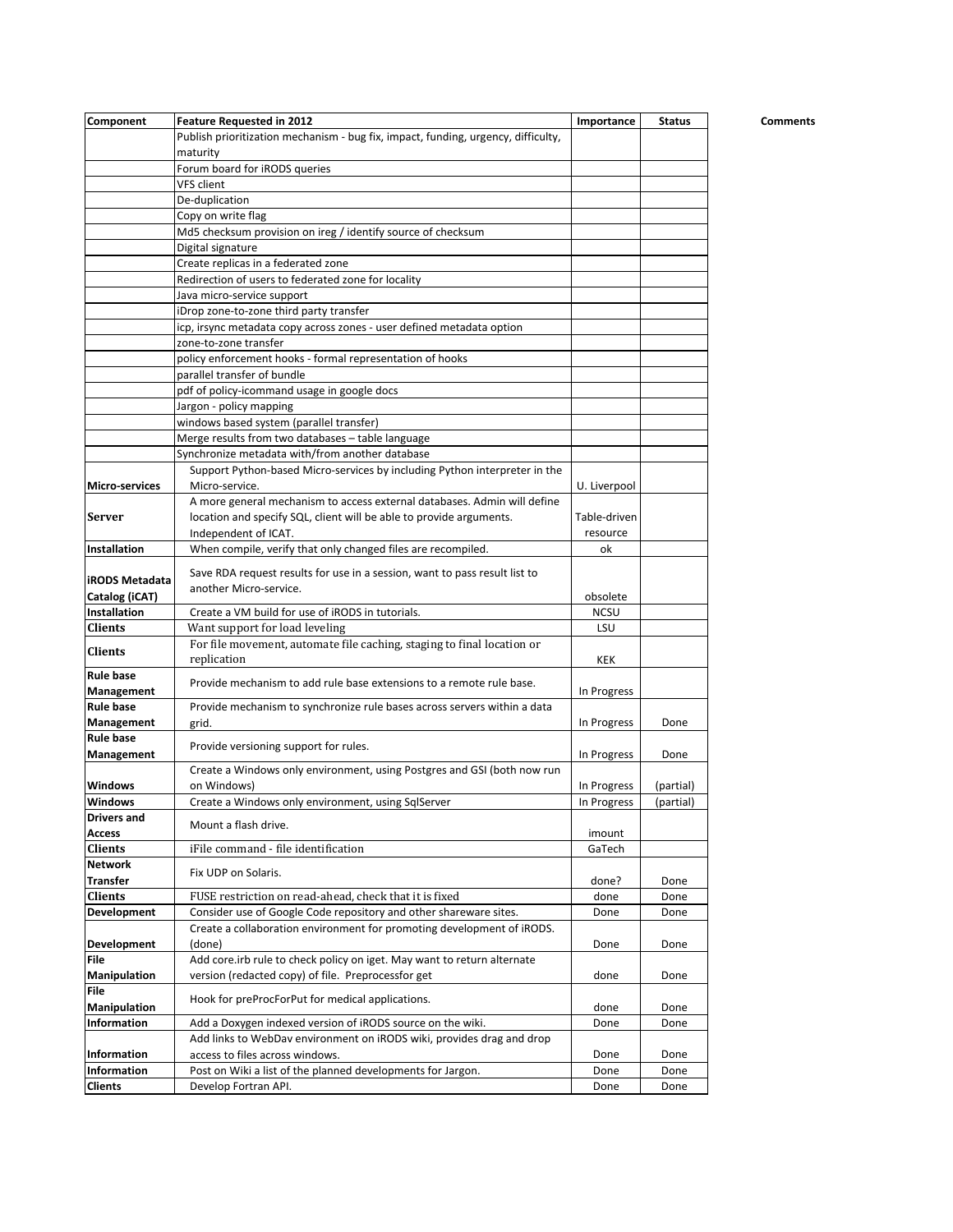| Component | Feature Requested in 2012 | Importance | Status | Comments |
|---|---|---|---|---|
| | Publish prioritization mechanism - bug fix, impact, funding, urgency, difficulty, maturity | | | |
| | Forum board for iRODS queries | | | |
| | VFS client | | | |
| | De-duplication | | | |
| | Copy on write flag | | | |
| | Md5 checksum provision on ireg / identify source of checksum | | | |
| | Digital signature | | | |
| | Create replicas in a federated zone | | | |
| | Redirection of users to federated zone for locality | | | |
| | Java micro-service support | | | |
| | iDrop zone-to-zone third party transfer | | | |
| | icp, irsync metadata copy across zones - user defined metadata option | | | |
| | zone-to-zone transfer | | | |
| | policy enforcement hooks - formal representation of hooks | | | |
| | parallel transfer of bundle | | | |
| | pdf of policy-icommand usage in google docs | | | |
| | Jargon - policy mapping | | | |
| | windows based system (parallel transfer) | | | |
| | Merge results from two databases – table language | | | |
| | Synchronize metadata with/from another database | | | |
| **Micro-services** | Support Python-based Micro-services by including Python interpreter in the Micro-service. | U. Liverpool | | |
| **Server** | A more general mechanism to access external databases. Admin will define location and specify SQL, client will be able to provide arguments. Independent of ICAT. | Table-driven resource | | |
| **Installation** | When compile, verify that only changed files are recompiled. | ok | | |
| **iRODS Metadata Catalog (iCAT)** | Save RDA request results for use in a session, want to pass result list to another Micro-service. | obsolete | | |
| **Installation** | Create a VM build for use of iRODS in tutorials. | NCSU | | |
| **Clients** | Want support for load leveling | LSU | | |
| **Clients** | For file movement, automate file caching, staging to final location or replication | KEK | | |
| **Rule base Management** | Provide mechanism to add rule base extensions to a remote rule base. | In Progress | | |
| **Rule base Management** | Provide mechanism to synchronize rule bases across servers within a data grid. | In Progress | Done | |
| **Rule base Management** | Provide versioning support for rules. | In Progress | Done | |
| **Windows** | Create a Windows only environment, using Postgres and GSI (both now run on Windows) | In Progress | (partial) | |
| **Windows** | Create a Windows only environment, using SqlServer | In Progress | (partial) | |
| **Drivers and Access** | Mount a flash drive. | imount | | |
| **Clients** | iFile command - file identification | GaTech | | |
| **Network Transfer** | Fix UDP on Solaris. | done? | Done | |
| **Clients** | FUSE restriction on read-ahead, check that it is fixed | done | Done | |
| **Development** | Consider use of Google Code repository and other shareware sites. | Done | Done | |
| **Development** | Create a collaboration environment for promoting development of iRODS. (done) | Done | Done | |
| **File Manipulation** | Add core.irb rule to check policy on iget. May want to return alternate version (redacted copy) of file. Preprocessfor get | done | Done | |
| **File Manipulation** | Hook for preProcForPut for medical applications. | done | Done | |
| **Information** | Add a Doxygen indexed version of iRODS source on the wiki. | Done | Done | |
| **Information** | Add links to WebDav environment on iRODS wiki, provides drag and drop access to files across windows. | Done | Done | |
| **Information** | Post on Wiki a list of the planned developments for Jargon. | Done | Done | |
| **Clients** | Develop Fortran API. | Done | Done | |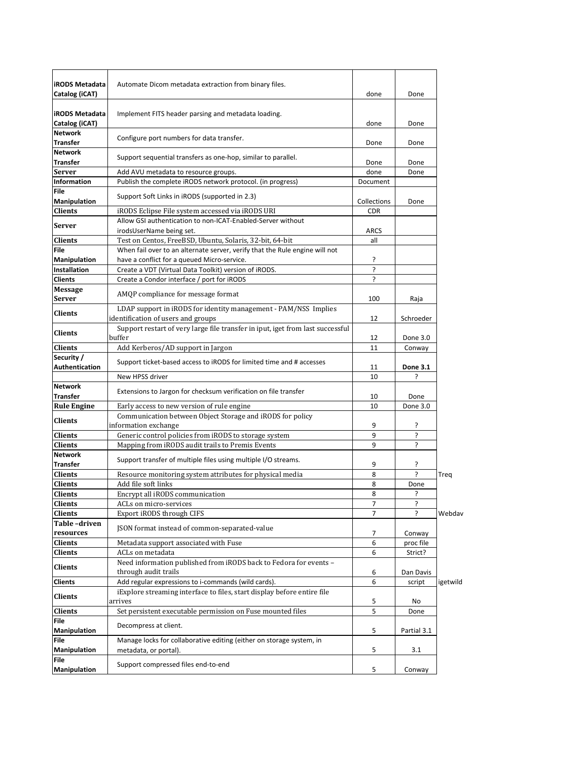| | | | | |
|---|---|---|---|---|
| **iRODS Metadata Catalog (iCAT)** | Automate Dicom metadata extraction from binary files. | done | Done | |
| **iRODS Metadata Catalog (iCAT)** | Implement FITS header parsing and metadata loading. | done | Done | |
| **Network Transfer** | Configure port numbers for data transfer. | Done | Done | |
| **Network Transfer** | Support sequential transfers as one-hop, similar to parallel. | Done | Done | |
| **Server** | Add AVU metadata to resource groups. | done | Done | |
| **Information** | Publish the complete iRODS network protocol. (in progress) | Document | | |
| **File Manipulation** | Support Soft Links in iRODS (supported in 2.3) | Collections | Done | |
| **Clients** | iRODS Eclipse File system accessed via iRODS URI | CDR | | |
| **Server** | Allow GSI authentication to non-ICAT-Enabled-Server without irodsUserName being set. | ARCS | | |
| **Clients** | Test on Centos, FreeBSD, Ubuntu, Solaris, 32-bit, 64-bit | all | | |
| **File Manipulation** | When fail over to an alternate server, verify that the Rule engine will not have a conflict for a queued Micro-service. | ? | | |
| **Installation** | Create a VDT (Virtual Data Toolkit) version of iRODS. | ? | | |
| **Clients** | Create a Condor interface / port for iRODS | ? | | |
| **Message Server** | AMQP compliance for message format | 100 | Raja | |
| **Clients** | LDAP support in iRODS for identity management - PAM/NSS Implies identification of users and groups | 12 | Schroeder | |
| **Clients** | Support restart of very large file transfer in iput, iget from last successful buffer | 12 | Done 3.0 | |
| **Clients** | Add Kerberos/AD support in Jargon | 11 | Conway | |
| **Security / Authentication** | Support ticket-based access to iRODS for limited time and # accesses | 11 | **Done 3.1** | |
| | New HPSS driver | 10 | ? | |
| **Network Transfer** | Extensions to Jargon for checksum verification on file transfer | 10 | Done | |
| **Rule Engine** | Early access to new version of rule engine | 10 | Done 3.0 | |
| **Clients** | Communication between Object Storage and iRODS for policy information exchange | 9 | ? | |
| **Clients** | Generic control policies from iRODS to storage system | 9 | ? | |
| **Clients** | Mapping from iRODS audit trails to Premis Events | 9 | ? | |
| **Network Transfer** | Support transfer of multiple files using multiple I/O streams. | 9 | ? | |
| **Clients** | Resource monitoring system attributes for physical media | 8 | ? | Treq |
| **Clients** | Add file soft links | 8 | Done | |
| **Clients** | Encrypt all iRODS communication | 8 | ? | |
| **Clients** | ACLs on micro-services | 7 | ? | |
| **Clients** | Export iRODS through CIFS | 7 | ? | Webdav |
| **Table –driven resources** | JSON format instead of common-separated-value | 7 | Conway | |
| **Clients** | Metadata support associated with Fuse | 6 | proc file | |
| **Clients** | ACLs on metadata | 6 | Strict? | |
| **Clients** | Need information published from iRODS back to Fedora for events – through audit trails | 6 | Dan Davis | |
| **Clients** | Add regular expressions to i-commands (wild cards). | 6 | script | igetwild |
| **Clients** | iExplore streaming interface to files, start display before entire file arrives | 5 | No | |
| **Clients** | Set persistent executable permission on Fuse mounted files | 5 | Done | |
| **File Manipulation** | Decompress at client. | 5 | Partial 3.1 | |
| **File Manipulation** | Manage locks for collaborative editing (either on storage system, in metadata, or portal). | 5 | 3.1 | |
| **File Manipulation** | Support compressed files end-to-end | 5 | Conway | |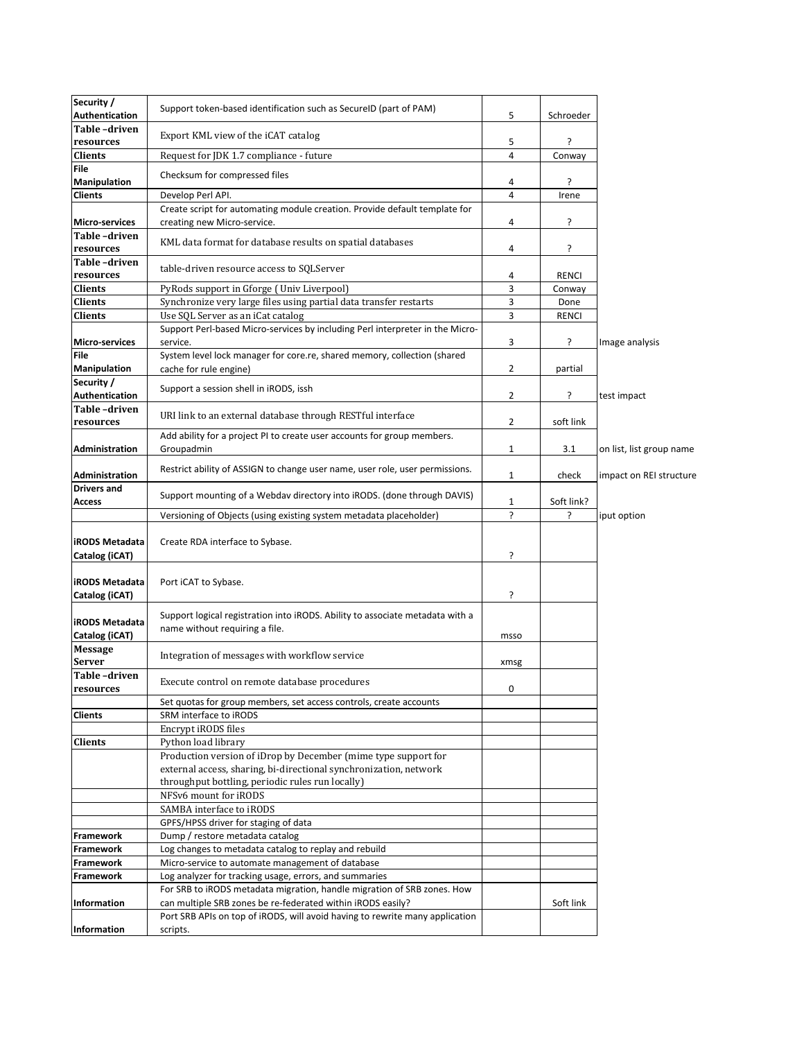| | | | | |
|---|---|---|---|---|
| Security / Authentication | Support token-based identification such as SecureID (part of PAM) | 5 | Schroeder | |
| Table –driven resources | Export KML view of the iCAT catalog | 5 | ? | |
| Clients | Request for JDK 1.7 compliance - future | 4 | Conway | |
| File Manipulation | Checksum for compressed files | 4 | ? | |
| Clients | Develop Perl API. | 4 | Irene | |
| Micro-services | Create script for automating module creation. Provide default template for creating new Micro-service. | 4 | ? | |
| Table –driven resources | KML data format for database results on spatial databases | 4 | ? | |
| Table –driven resources | table-driven resource access to SQLServer | 4 | RENCI | |
| Clients | PyRods support in Gforge ( Univ Liverpool) | 3 | Conway | |
| Clients | Synchronize very large files using partial data transfer restarts | 3 | Done | |
| Clients | Use SQL Server as an iCat catalog | 3 | RENCI | |
| Micro-services | Support Perl-based Micro-services by including Perl interpreter in the Micro-service. | 3 | ? | Image analysis |
| File Manipulation | System level lock manager for core.re, shared memory, collection (shared cache for rule engine) | 2 | partial | |
| Security / Authentication | Support a session shell in iRODS, issh | 2 | ? | test impact |
| Table –driven resources | URI link to an external database through RESTful interface | 2 | soft link | |
| Administration | Add ability for a project PI to create user accounts for group members. Groupadmin | 1 | 3.1 | on list, list group name |
| Administration | Restrict ability of ASSIGN to change user name, user role, user permissions. | 1 | check | impact on REI structure |
| Drivers and Access | Support mounting of a Webdav directory into iRODS. (done through DAVIS) | 1 | Soft link? | |
| | Versioning of Objects (using existing system metadata placeholder) | ? | ? | iput option |
| iRODS Metadata Catalog (iCAT) | Create RDA interface to Sybase. | ? | | |
| iRODS Metadata Catalog (iCAT) | Port iCAT to Sybase. | ? | | |
| iRODS Metadata Catalog (iCAT) | Support logical registration into iRODS. Ability to associate metadata with a name without requiring a file. | msso | | |
| Message Server | Integration of messages with workflow service | xmsg | | |
| Table –driven resources | Execute control on remote database procedures | 0 | | |
| | Set quotas for group members, set access controls, create accounts | | | |
| Clients | SRM interface to iRODS | | | |
| | Encrypt iRODS files | | | |
| Clients | Python load library | | | |
| | Production version of iDrop by December (mime type support for external access, sharing, bi-directional synchronization, network throughput bottling, periodic rules run locally) | | | |
| | NFSv6 mount for iRODS | | | |
| | SAMBA interface to iRODS | | | |
| | GPFS/HPSS driver for staging of data | | | |
| Framework | Dump / restore metadata catalog | | | |
| Framework | Log changes to metadata catalog to replay and rebuild | | | |
| Framework | Micro-service to automate management of database | | | |
| Framework | Log analyzer for tracking usage, errors, and summaries | | | |
| Information | For SRB to iRODS metadata migration, handle migration of SRB zones. How can multiple SRB zones be re-federated within iRODS easily? | | Soft link | |
| Information | Port SRB APIs on top of iRODS, will avoid having to rewrite many application scripts. | | | |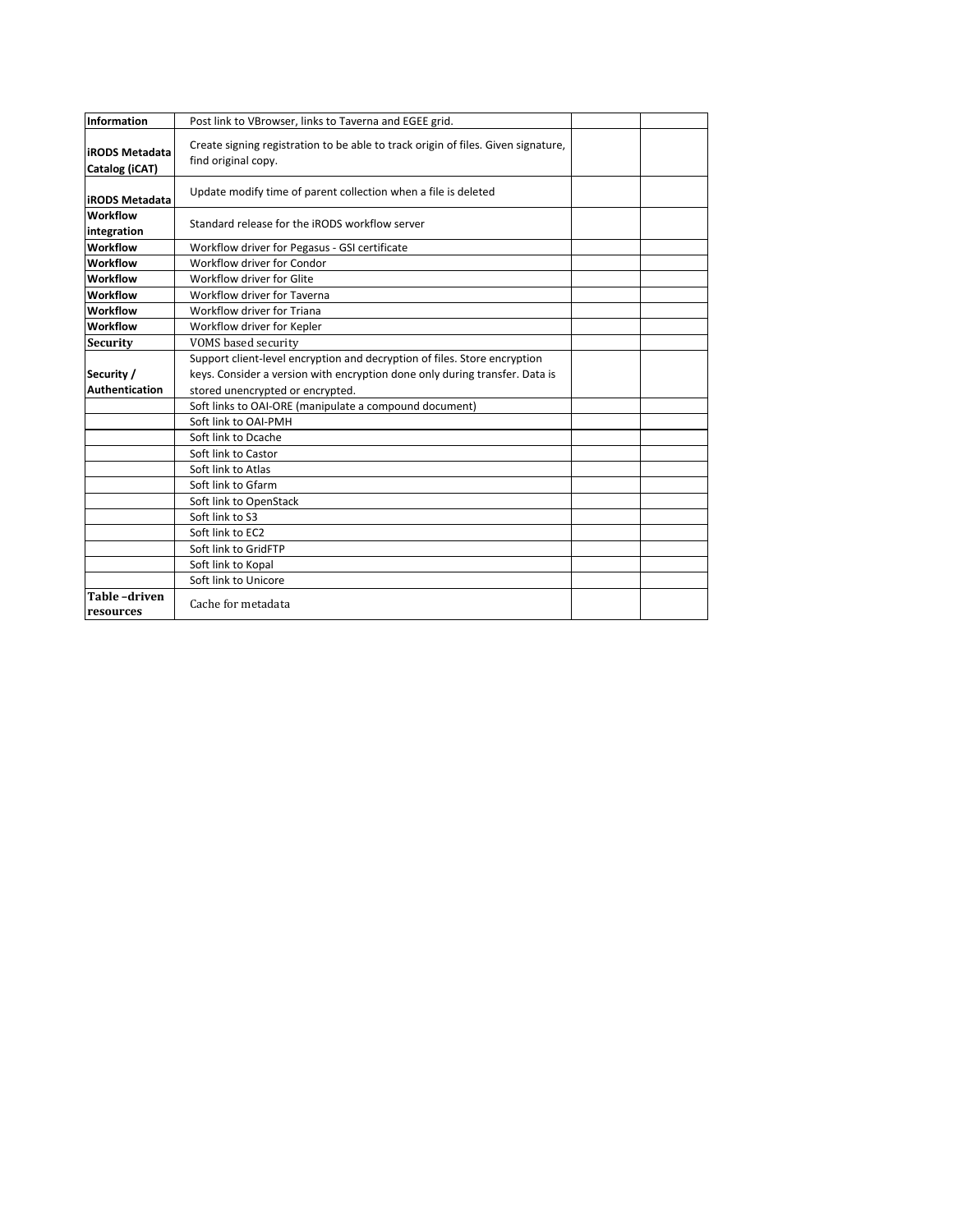| | | | |
|---|---|---|---|
| **Information** | Post link to VBrowser, links to Taverna and EGEE grid. | | |
| **iRODS Metadata Catalog (iCAT)** | Create signing registration to be able to track origin of files. Given signature, find original copy. | | |
| **iRODS Metadata** | Update modify time of parent collection when a file is deleted | | |
| **Workflow integration** | Standard release for the iRODS workflow server | | |
| **Workflow** | Workflow driver for Pegasus - GSI certificate | | |
| **Workflow** | Workflow driver for Condor | | |
| **Workflow** | Workflow driver for Glite | | |
| **Workflow** | Workflow driver for Taverna | | |
| **Workflow** | Workflow driver for Triana | | |
| **Workflow** | Workflow driver for Kepler | | |
| **Security** | VOMS based security | | |
| **Security / Authentication** | Support client-level encryption and decryption of files. Store encryption keys. Consider a version with encryption done only during transfer. Data is stored unencrypted or encrypted. | | |
| | Soft links to OAI-ORE (manipulate a compound document) | | |
| | Soft link to OAI-PMH | | |
| | Soft link to Dcache | | |
| | Soft link to Castor | | |
| | Soft link to Atlas | | |
| | Soft link to Gfarm | | |
| | Soft link to OpenStack | | |
| | Soft link to S3 | | |
| | Soft link to EC2 | | |
| | Soft link to GridFTP | | |
| | Soft link to Kopal | | |
| | Soft link to Unicore | | |
| **Table –driven resources** | Cache for metadata | | |